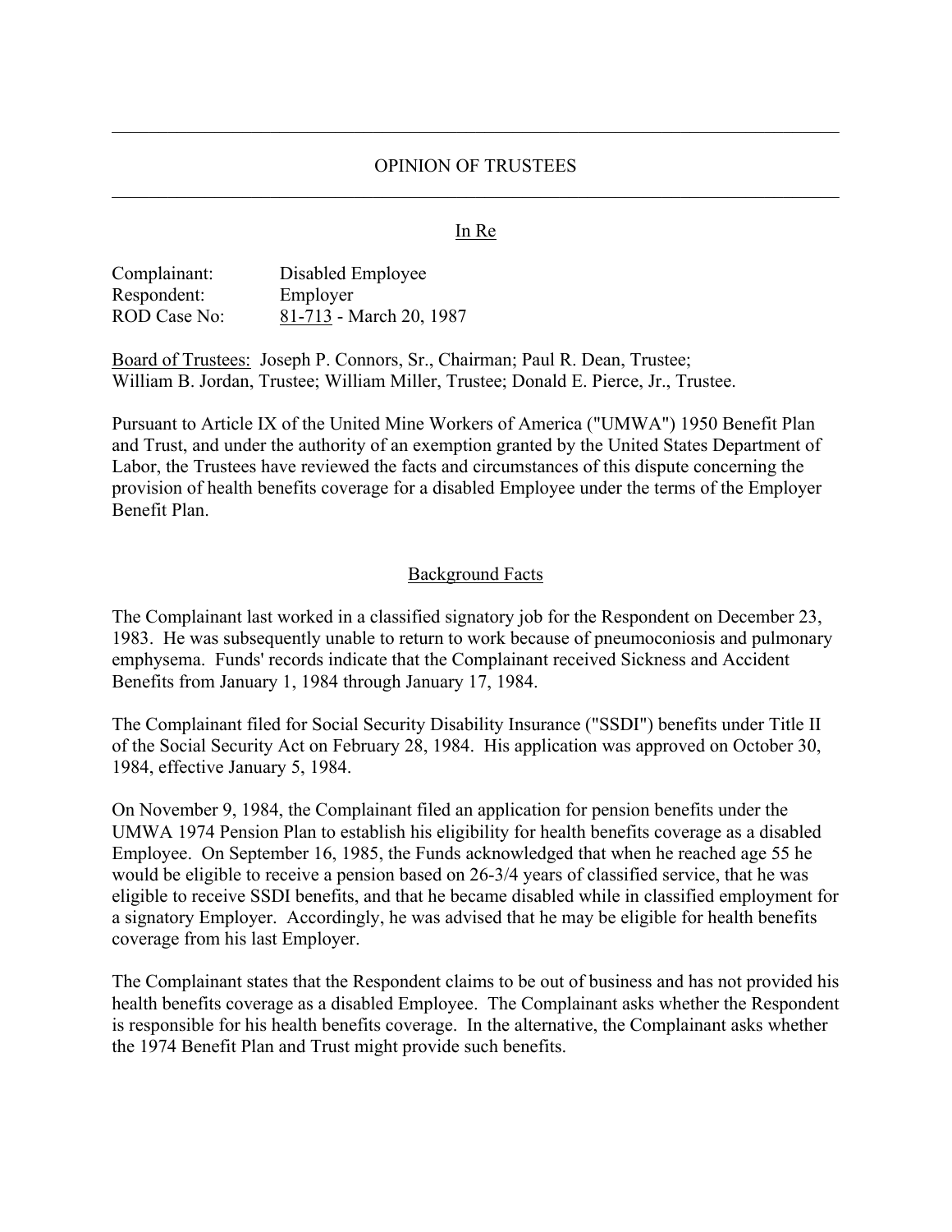# OPINION OF TRUSTEES

In Re

Complainant: Disabled Employee
Respondent: Employer
ROD Case No: 81-713 - March 20, 1987

Board of Trustees: Joseph P. Connors, Sr., Chairman; Paul R. Dean, Trustee; William B. Jordan, Trustee; William Miller, Trustee; Donald E. Pierce, Jr., Trustee.

Pursuant to Article IX of the United Mine Workers of America ("UMWA") 1950 Benefit Plan and Trust, and under the authority of an exemption granted by the United States Department of Labor, the Trustees have reviewed the facts and circumstances of this dispute concerning the provision of health benefits coverage for a disabled Employee under the terms of the Employer Benefit Plan.

## Background Facts

The Complainant last worked in a classified signatory job for the Respondent on December 23, 1983. He was subsequently unable to return to work because of pneumoconiosis and pulmonary emphysema. Funds' records indicate that the Complainant received Sickness and Accident Benefits from January 1, 1984 through January 17, 1984.

The Complainant filed for Social Security Disability Insurance ("SSDI") benefits under Title II of the Social Security Act on February 28, 1984. His application was approved on October 30, 1984, effective January 5, 1984.

On November 9, 1984, the Complainant filed an application for pension benefits under the UMWA 1974 Pension Plan to establish his eligibility for health benefits coverage as a disabled Employee. On September 16, 1985, the Funds acknowledged that when he reached age 55 he would be eligible to receive a pension based on 26-3/4 years of classified service, that he was eligible to receive SSDI benefits, and that he became disabled while in classified employment for a signatory Employer. Accordingly, he was advised that he may be eligible for health benefits coverage from his last Employer.

The Complainant states that the Respondent claims to be out of business and has not provided his health benefits coverage as a disabled Employee. The Complainant asks whether the Respondent is responsible for his health benefits coverage. In the alternative, the Complainant asks whether the 1974 Benefit Plan and Trust might provide such benefits.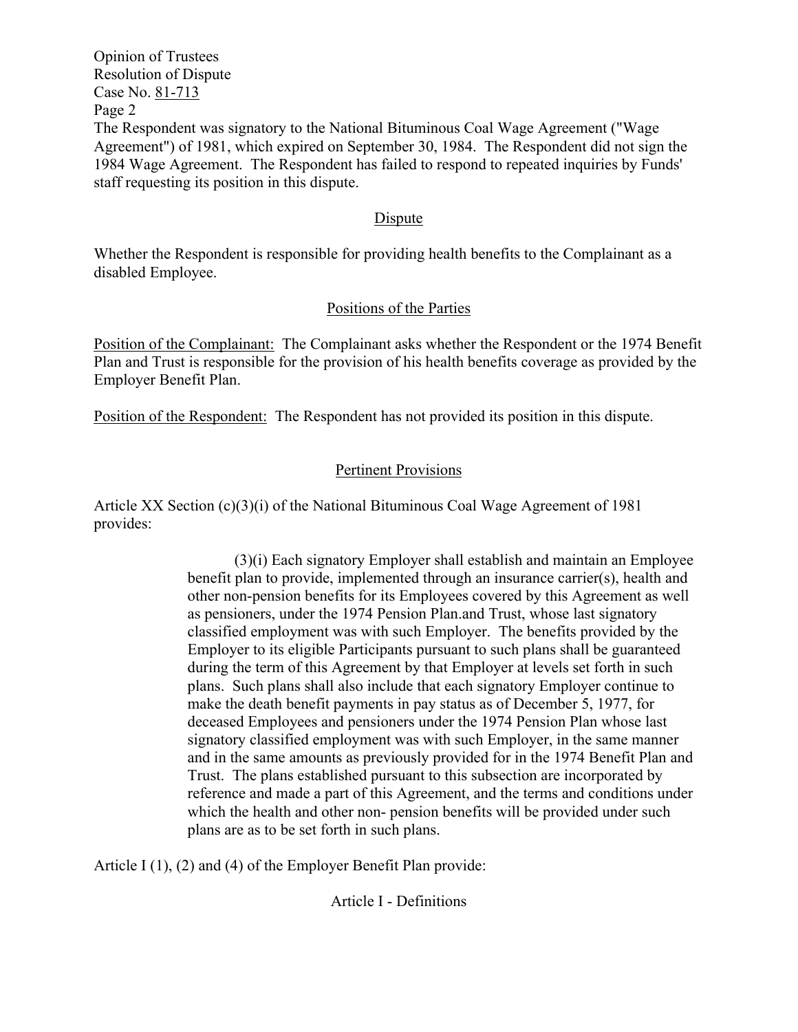The Respondent was signatory to the National Bituminous Coal Wage Agreement ("Wage Agreement") of 1981, which expired on September 30, 1984. The Respondent did not sign the 1984 Wage Agreement. The Respondent has failed to respond to repeated inquiries by Funds' staff requesting its position in this dispute.

## Dispute

Whether the Respondent is responsible for providing health benefits to the Complainant as a disabled Employee.

## Positions of the Parties

Position of the Complainant: The Complainant asks whether the Respondent or the 1974 Benefit Plan and Trust is responsible for the provision of his health benefits coverage as provided by the Employer Benefit Plan.

Position of the Respondent: The Respondent has not provided its position in this dispute.

## Pertinent Provisions

Article XX Section (c)(3)(i) of the National Bituminous Coal Wage Agreement of 1981 provides:

> (3)(i) Each signatory Employer shall establish and maintain an Employee benefit plan to provide, implemented through an insurance carrier(s), health and other non-pension benefits for its Employees covered by this Agreement as well as pensioners, under the 1974 Pension Plan.and Trust, whose last signatory classified employment was with such Employer. The benefits provided by the Employer to its eligible Participants pursuant to such plans shall be guaranteed during the term of this Agreement by that Employer at levels set forth in such plans. Such plans shall also include that each signatory Employer continue to make the death benefit payments in pay status as of December 5, 1977, for deceased Employees and pensioners under the 1974 Pension Plan whose last signatory classified employment was with such Employer, in the same manner and in the same amounts as previously provided for in the 1974 Benefit Plan and Trust. The plans established pursuant to this subsection are incorporated by reference and made a part of this Agreement, and the terms and conditions under which the health and other non- pension benefits will be provided under such plans are as to be set forth in such plans.

Article I (1), (2) and (4) of the Employer Benefit Plan provide:

### Article I - Definitions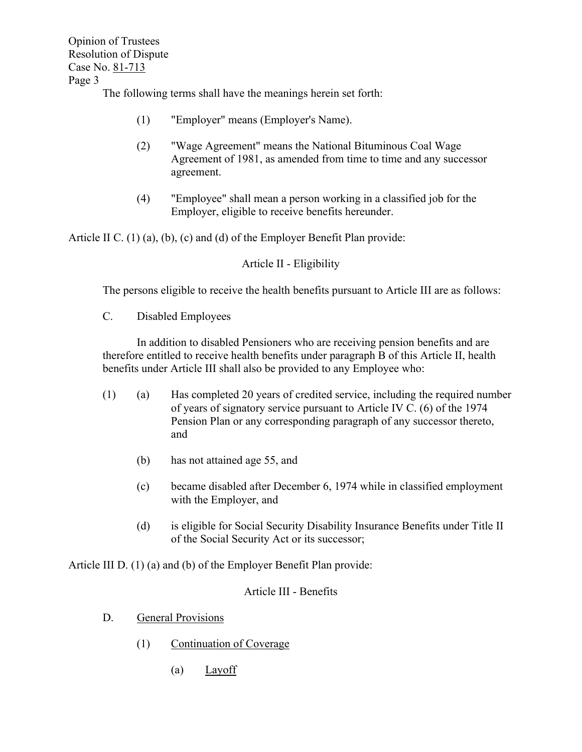The following terms shall have the meanings herein set forth:

> (1) "Employer" means (Employer's Name).
>
> (2) "Wage Agreement" means the National Bituminous Coal Wage Agreement of 1981, as amended from time to time and any successor agreement.
>
> (4) "Employee" shall mean a person working in a classified job for the Employer, eligible to receive benefits hereunder.

Article II C. (1) (a), (b), (c) and (d) of the Employer Benefit Plan provide:

Article II - Eligibility

The persons eligible to receive the health benefits pursuant to Article III are as follows:

C. Disabled Employees

In addition to disabled Pensioners who are receiving pension benefits and are therefore entitled to receive health benefits under paragraph B of this Article II, health benefits under Article III shall also be provided to any Employee who:

(1) (a) Has completed 20 years of credited service, including the required number of years of signatory service pursuant to Article IV C. (6) of the 1974 Pension Plan or any corresponding paragraph of any successor thereto, and

(b) has not attained age 55, and

(c) became disabled after December 6, 1974 while in classified employment with the Employer, and

(d) is eligible for Social Security Disability Insurance Benefits under Title II of the Social Security Act or its successor;

Article III D. (1) (a) and (b) of the Employer Benefit Plan provide:

Article III - Benefits

D. <u>General Provisions</u>

(1) <u>Continuation of Coverage</u>

(a) <u>Layoff</u>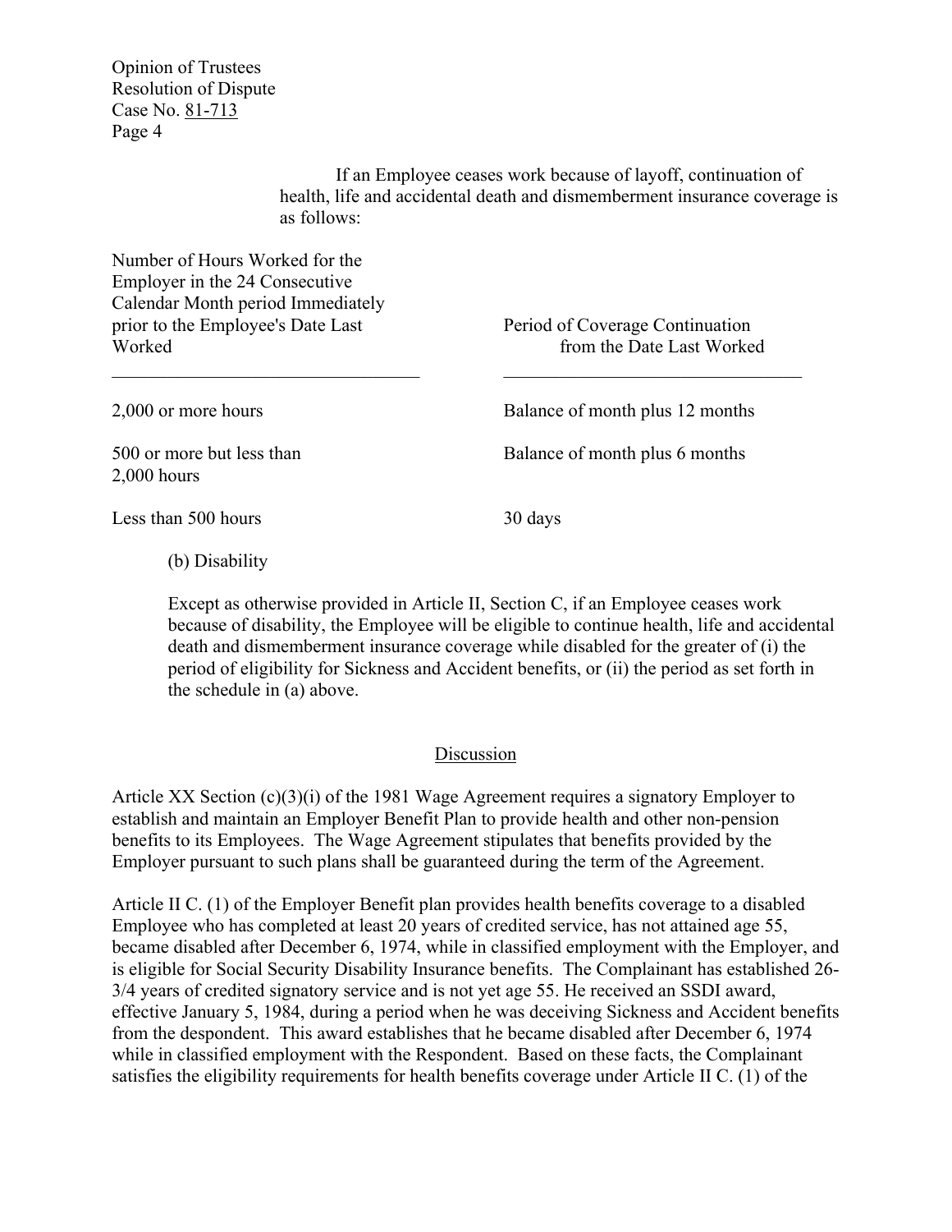If an Employee ceases work because of layoff, continuation of health, life and accidental death and dismemberment insurance coverage is as follows:

| Number of Hours Worked for the Employer in the 24 Consecutive Calendar Month period Immediately prior to the Employee's Date Last Worked | Period of Coverage Continuation from the Date Last Worked |
|---|---|
| 2,000 or more hours | Balance of month plus 12 months |
| 500 or more but less than 2,000 hours | Balance of month plus 6 months |
| Less than 500 hours | 30 days |

(b) Disability

Except as otherwise provided in Article II, Section C, if an Employee ceases work because of disability, the Employee will be eligible to continue health, life and accidental death and dismemberment insurance coverage while disabled for the greater of (i) the period of eligibility for Sickness and Accident benefits, or (ii) the period as set forth in the schedule in (a) above.

## Discussion

Article XX Section (c)(3)(i) of the 1981 Wage Agreement requires a signatory Employer to establish and maintain an Employer Benefit Plan to provide health and other non-pension benefits to its Employees. The Wage Agreement stipulates that benefits provided by the Employer pursuant to such plans shall be guaranteed during the term of the Agreement.

Article II C. (1) of the Employer Benefit plan provides health benefits coverage to a disabled Employee who has completed at least 20 years of credited service, has not attained age 55, became disabled after December 6, 1974, while in classified employment with the Employer, and is eligible for Social Security Disability Insurance benefits. The Complainant has established 26-3/4 years of credited signatory service and is not yet age 55. He received an SSDI award, effective January 5, 1984, during a period when he was deceiving Sickness and Accident benefits from the despondent. This award establishes that he became disabled after December 6, 1974 while in classified employment with the Respondent. Based on these facts, the Complainant satisfies the eligibility requirements for health benefits coverage under Article II C. (1) of the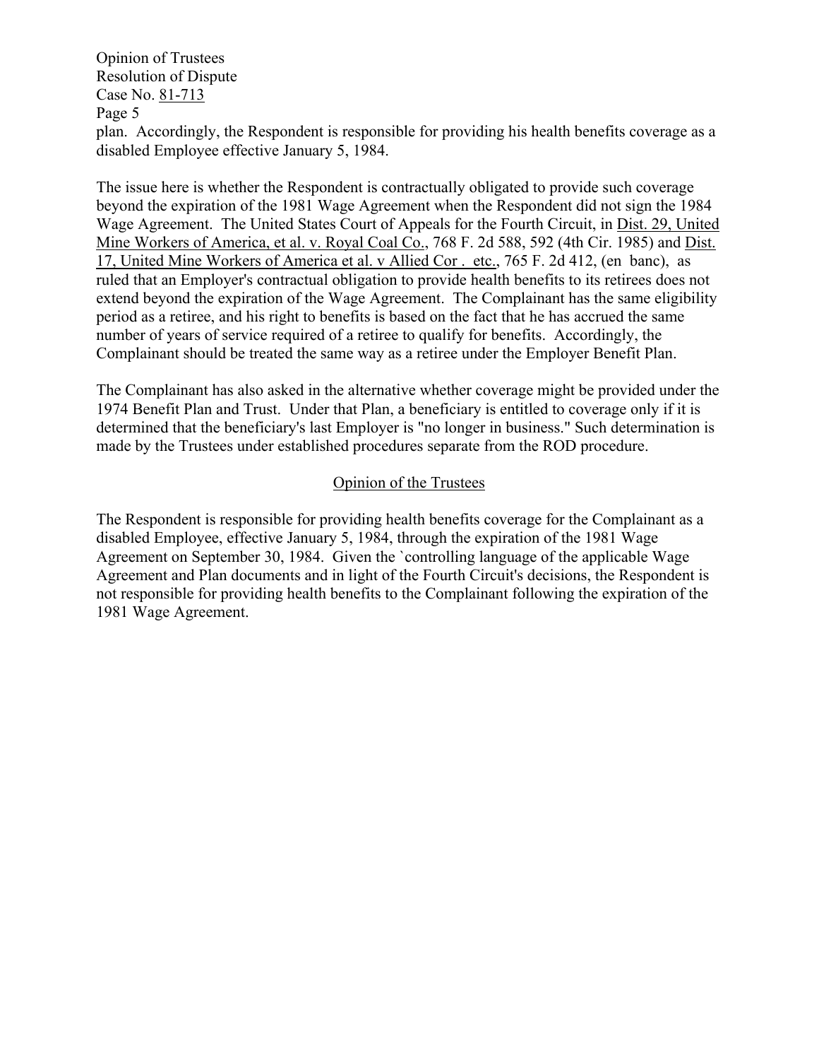plan. Accordingly, the Respondent is responsible for providing his health benefits coverage as a disabled Employee effective January 5, 1984.

The issue here is whether the Respondent is contractually obligated to provide such coverage beyond the expiration of the 1981 Wage Agreement when the Respondent did not sign the 1984 Wage Agreement. The United States Court of Appeals for the Fourth Circuit, in Dist. 29, United Mine Workers of America, et al. v. Royal Coal Co., 768 F. 2d 588, 592 (4th Cir. 1985) and Dist. 17, United Mine Workers of America et al. v Allied Cor . etc., 765 F. 2d 412, (en banc), as ruled that an Employer's contractual obligation to provide health benefits to its retirees does not extend beyond the expiration of the Wage Agreement. The Complainant has the same eligibility period as a retiree, and his right to benefits is based on the fact that he has accrued the same number of years of service required of a retiree to qualify for benefits. Accordingly, the Complainant should be treated the same way as a retiree under the Employer Benefit Plan.

The Complainant has also asked in the alternative whether coverage might be provided under the 1974 Benefit Plan and Trust. Under that Plan, a beneficiary is entitled to coverage only if it is determined that the beneficiary's last Employer is "no longer in business." Such determination is made by the Trustees under established procedures separate from the ROD procedure.

## Opinion of the Trustees

The Respondent is responsible for providing health benefits coverage for the Complainant as a disabled Employee, effective January 5, 1984, through the expiration of the 1981 Wage Agreement on September 30, 1984. Given the `controlling language of the applicable Wage Agreement and Plan documents and in light of the Fourth Circuit's decisions, the Respondent is not responsible for providing health benefits to the Complainant following the expiration of the 1981 Wage Agreement.